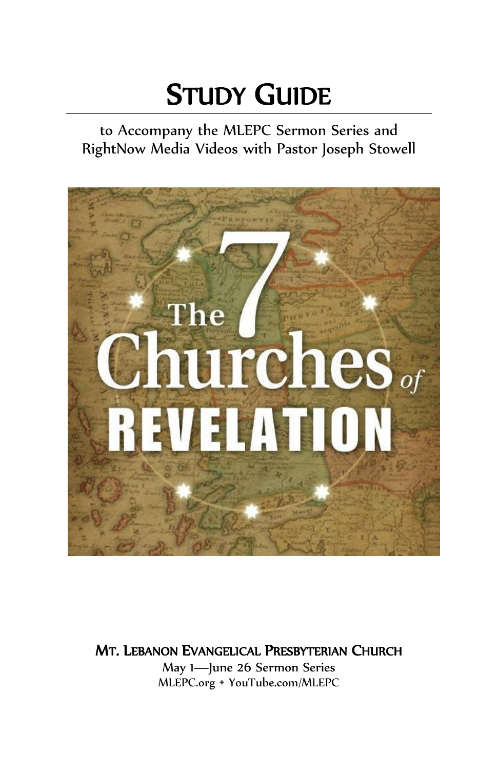# STUDY GUIDE

to Accompany the MLEPC Sermon Series and RightNow Media Videos with Pastor Joseph Stowell

The 7 Churches of REVELATION

**MT. LEBANON EVANGELICAL PRESBYTERIAN CHURCH**

May 1—June 26 Sermon Series

MLEPC.org ◆ YouTube.com/MLEPC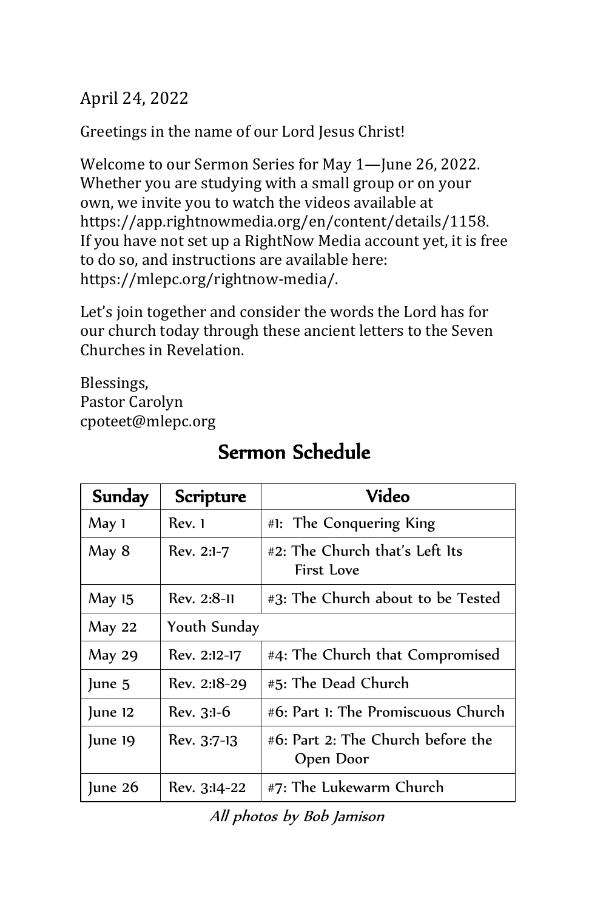April 24, 2022

Greetings in the name of our Lord Jesus Christ!

Welcome to our Sermon Series for May 1—June 26, 2022. Whether you are studying with a small group or on your own, we invite you to watch the videos available at https://app.rightnowmedia.org/en/content/details/1158. If you have not set up a RightNow Media account yet, it is free to do so, and instructions are available here: https://mlepc.org/rightnow-media/.

Let's join together and consider the words the Lord has for our church today through these ancient letters to the Seven Churches in Revelation.

Blessings,
Pastor Carolyn
cpoteet@mlepc.org

## Sermon Schedule

| Sunday | Scripture | Video |
|---|---|---|
| May 1 | Rev. 1 | #1: The Conquering King |
| May 8 | Rev. 2:1-7 | #2: The Church that's Left Its First Love |
| May 15 | Rev. 2:8-11 | #3: The Church about to be Tested |
| May 22 | Youth Sunday | |
| May 29 | Rev. 2:12-17 | #4: The Church that Compromised |
| June 5 | Rev. 2:18-29 | #5: The Dead Church |
| June 12 | Rev. 3:1-6 | #6: Part 1: The Promiscuous Church |
| June 19 | Rev. 3:7-13 | #6: Part 2: The Church before the Open Door |
| June 26 | Rev. 3:14-22 | #7: The Lukewarm Church |

*All photos by Bob Jamison*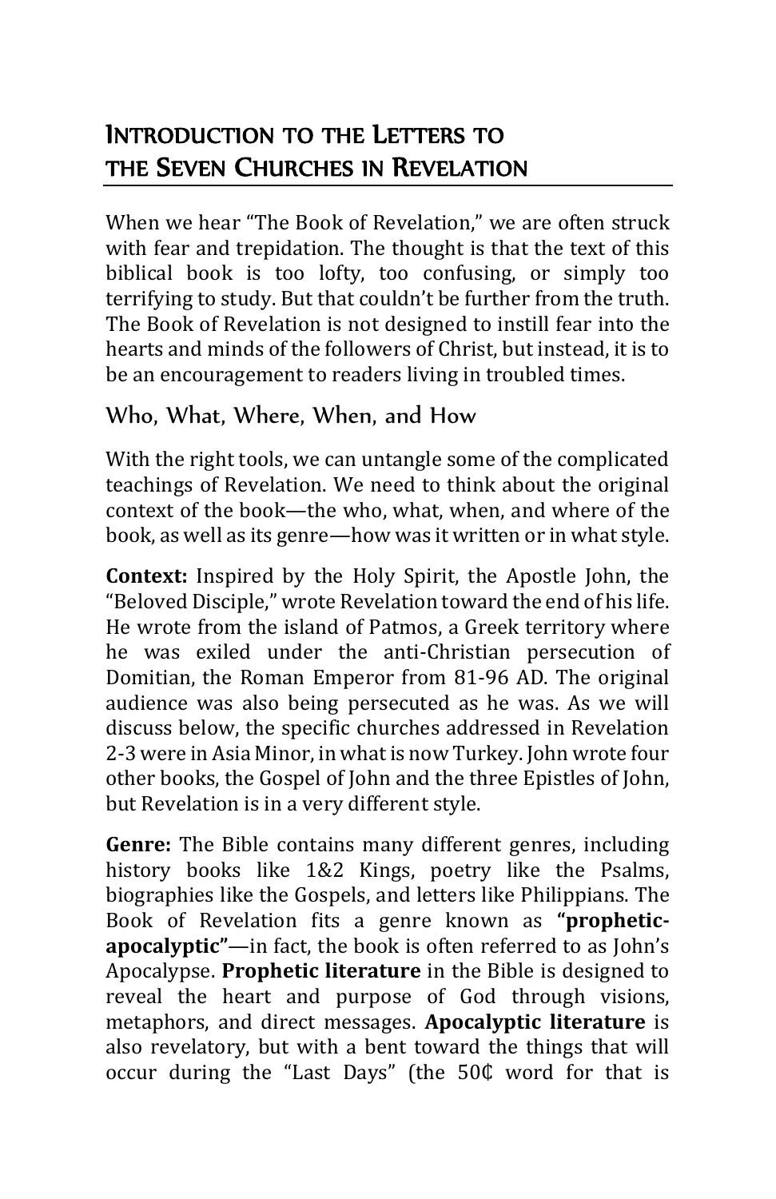## Introduction to the Letters to the Seven Churches in Revelation

When we hear "The Book of Revelation," we are often struck with fear and trepidation. The thought is that the text of this biblical book is too lofty, too confusing, or simply too terrifying to study. But that couldn't be further from the truth. The Book of Revelation is not designed to instill fear into the hearts and minds of the followers of Christ, but instead, it is to be an encouragement to readers living in troubled times.

### Who, What, Where, When, and How

With the right tools, we can untangle some of the complicated teachings of Revelation. We need to think about the original context of the book—the who, what, when, and where of the book, as well as its genre—how was it written or in what style.

**Context:** Inspired by the Holy Spirit, the Apostle John, the "Beloved Disciple," wrote Revelation toward the end of his life. He wrote from the island of Patmos, a Greek territory where he was exiled under the anti-Christian persecution of Domitian, the Roman Emperor from 81-96 AD. The original audience was also being persecuted as he was. As we will discuss below, the specific churches addressed in Revelation 2-3 were in Asia Minor, in what is now Turkey. John wrote four other books, the Gospel of John and the three Epistles of John, but Revelation is in a very different style.

**Genre:** The Bible contains many different genres, including history books like 1&2 Kings, poetry like the Psalms, biographies like the Gospels, and letters like Philippians. The Book of Revelation fits a genre known as **"prophetic-apocalyptic"**—in fact, the book is often referred to as John's Apocalypse. **Prophetic literature** in the Bible is designed to reveal the heart and purpose of God through visions, metaphors, and direct messages. **Apocalyptic literature** is also revelatory, but with a bent toward the things that will occur during the "Last Days" (the 50₵ word for that is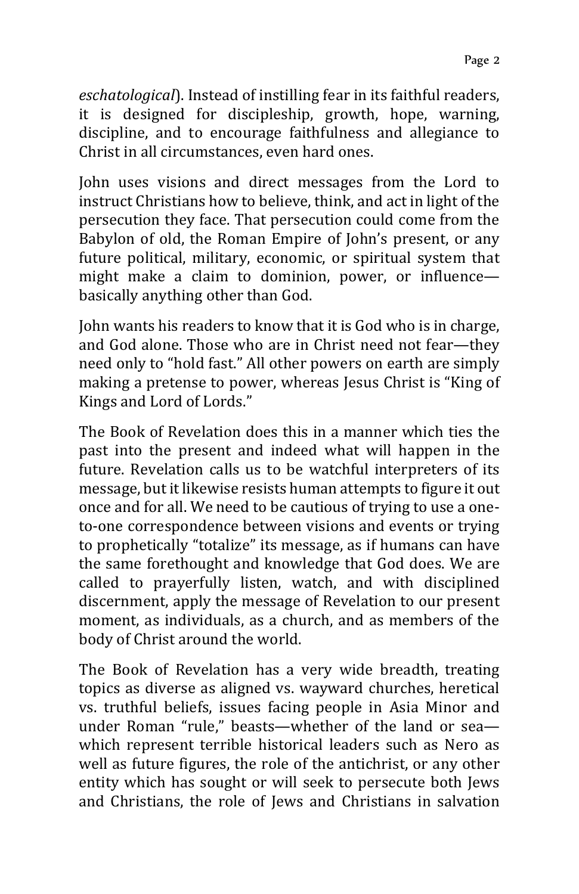*eschatological*). Instead of instilling fear in its faithful readers, it is designed for discipleship, growth, hope, warning, discipline, and to encourage faithfulness and allegiance to Christ in all circumstances, even hard ones.

John uses visions and direct messages from the Lord to instruct Christians how to believe, think, and act in light of the persecution they face. That persecution could come from the Babylon of old, the Roman Empire of John's present, or any future political, military, economic, or spiritual system that might make a claim to dominion, power, or influence—basically anything other than God.

John wants his readers to know that it is God who is in charge, and God alone. Those who are in Christ need not fear—they need only to "hold fast." All other powers on earth are simply making a pretense to power, whereas Jesus Christ is "King of Kings and Lord of Lords."

The Book of Revelation does this in a manner which ties the past into the present and indeed what will happen in the future. Revelation calls us to be watchful interpreters of its message, but it likewise resists human attempts to figure it out once and for all. We need to be cautious of trying to use a one-to-one correspondence between visions and events or trying to prophetically "totalize" its message, as if humans can have the same forethought and knowledge that God does. We are called to prayerfully listen, watch, and with disciplined discernment, apply the message of Revelation to our present moment, as individuals, as a church, and as members of the body of Christ around the world.

The Book of Revelation has a very wide breadth, treating topics as diverse as aligned vs. wayward churches, heretical vs. truthful beliefs, issues facing people in Asia Minor and under Roman "rule," beasts—whether of the land or sea—which represent terrible historical leaders such as Nero as well as future figures, the role of the antichrist, or any other entity which has sought or will seek to persecute both Jews and Christians, the role of Jews and Christians in salvation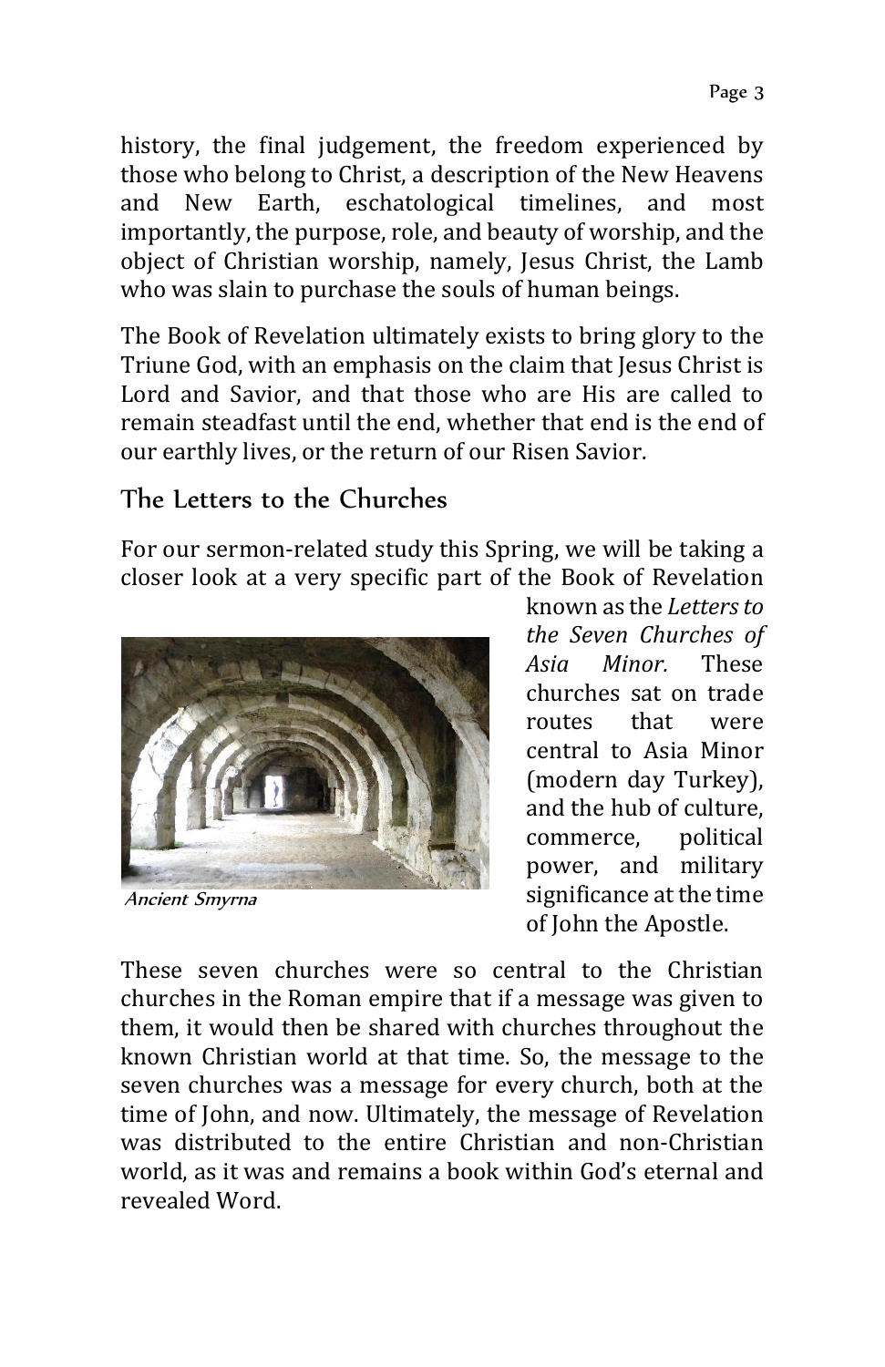history, the final judgement, the freedom experienced by those who belong to Christ, a description of the New Heavens and New Earth, eschatological timelines, and most importantly, the purpose, role, and beauty of worship, and the object of Christian worship, namely, Jesus Christ, the Lamb who was slain to purchase the souls of human beings.

The Book of Revelation ultimately exists to bring glory to the Triune God, with an emphasis on the claim that Jesus Christ is Lord and Savior, and that those who are His are called to remain steadfast until the end, whether that end is the end of our earthly lives, or the return of our Risen Savior.

## The Letters to the Churches

For our sermon-related study this Spring, we will be taking a closer look at a very specific part of the Book of Revelation known as the *Letters to the Seven Churches of Asia Minor.* These churches sat on trade routes that were central to Asia Minor (modern day Turkey), and the hub of culture, commerce, political power, and military significance at the time of John the Apostle.

*Ancient Smyrna*

These seven churches were so central to the Christian churches in the Roman empire that if a message was given to them, it would then be shared with churches throughout the known Christian world at that time. So, the message to the seven churches was a message for every church, both at the time of John, and now. Ultimately, the message of Revelation was distributed to the entire Christian and non-Christian world, as it was and remains a book within God's eternal and revealed Word.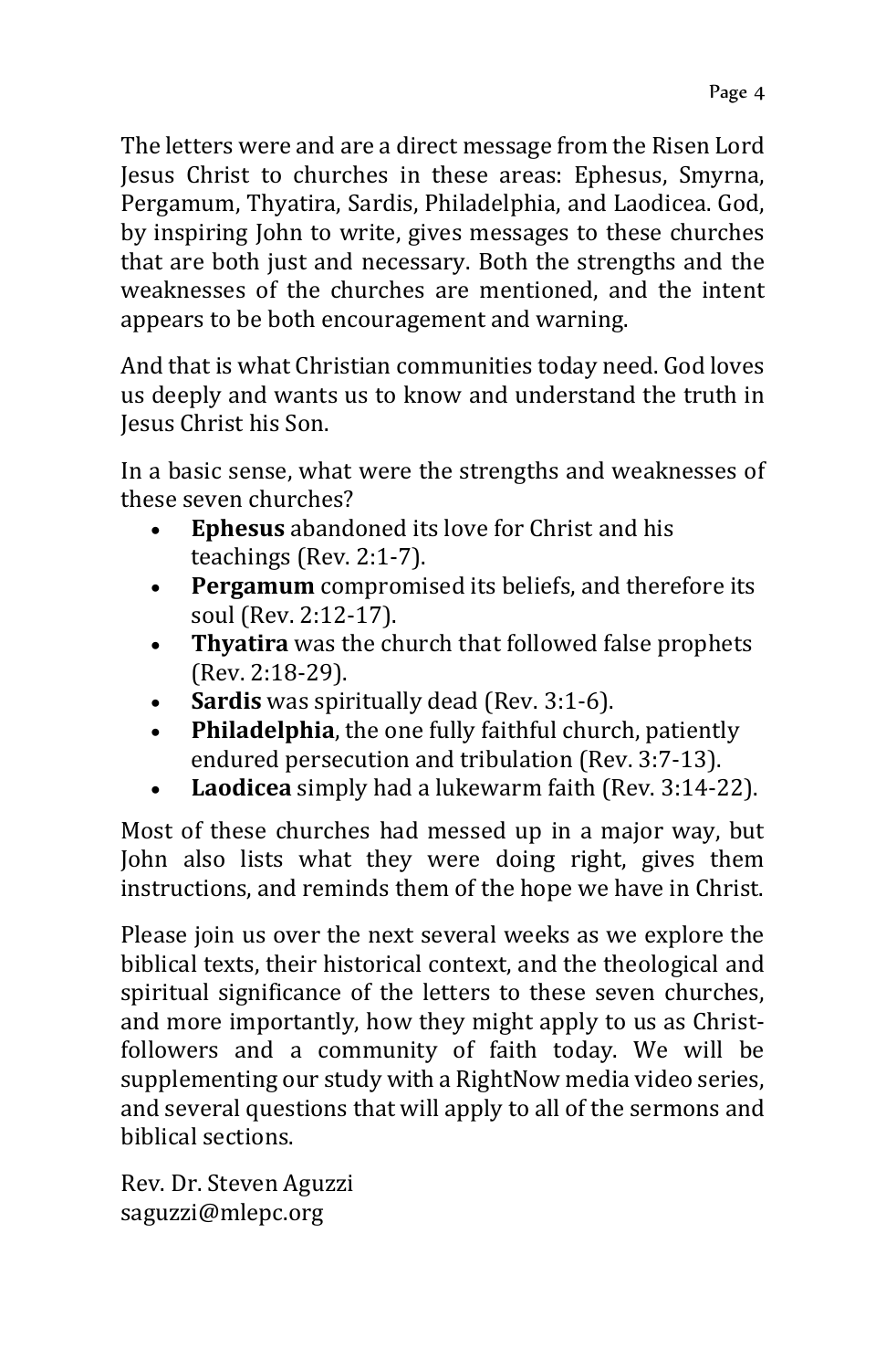The letters were and are a direct message from the Risen Lord Jesus Christ to churches in these areas: Ephesus, Smyrna, Pergamum, Thyatira, Sardis, Philadelphia, and Laodicea. God, by inspiring John to write, gives messages to these churches that are both just and necessary. Both the strengths and the weaknesses of the churches are mentioned, and the intent appears to be both encouragement and warning.

And that is what Christian communities today need. God loves us deeply and wants us to know and understand the truth in Jesus Christ his Son.

In a basic sense, what were the strengths and weaknesses of these seven churches?

- **Ephesus** abandoned its love for Christ and his teachings (Rev. 2:1-7).
- **Pergamum** compromised its beliefs, and therefore its soul (Rev. 2:12-17).
- **Thyatira** was the church that followed false prophets (Rev. 2:18-29).
- **Sardis** was spiritually dead (Rev. 3:1-6).
- **Philadelphia**, the one fully faithful church, patiently endured persecution and tribulation (Rev. 3:7-13).
- **Laodicea** simply had a lukewarm faith (Rev. 3:14-22).

Most of these churches had messed up in a major way, but John also lists what they were doing right, gives them instructions, and reminds them of the hope we have in Christ.

Please join us over the next several weeks as we explore the biblical texts, their historical context, and the theological and spiritual significance of the letters to these seven churches, and more importantly, how they might apply to us as Christ-followers and a community of faith today. We will be supplementing our study with a RightNow media video series, and several questions that will apply to all of the sermons and biblical sections.

Rev. Dr. Steven Aguzzi
saguzzi@mlepc.org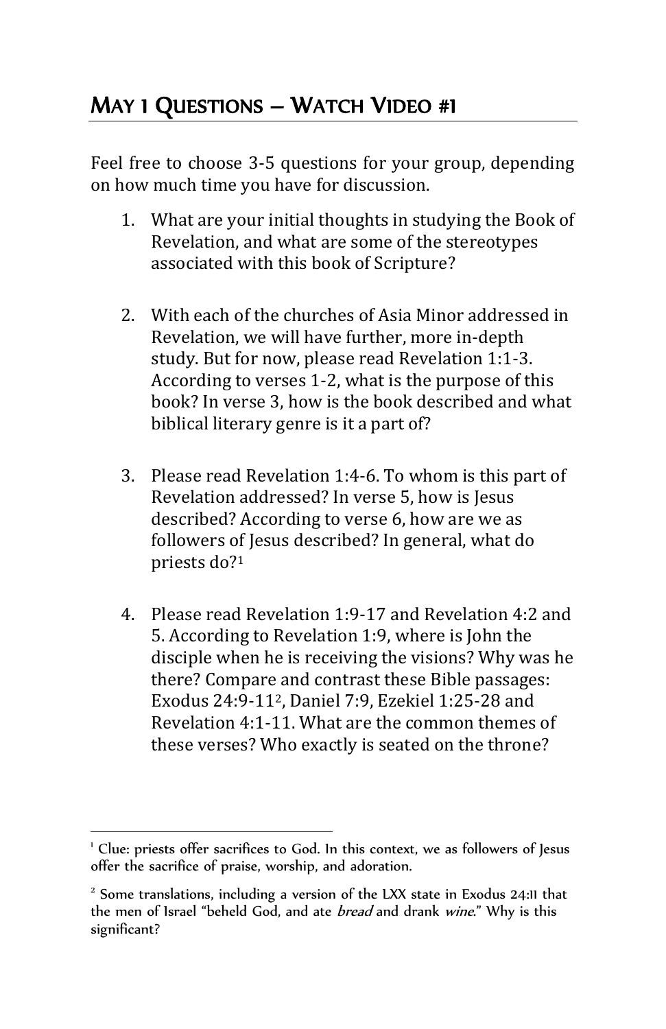## May 1 Questions – Watch Video #1

Feel free to choose 3-5 questions for your group, depending on how much time you have for discussion.

1. What are your initial thoughts in studying the Book of Revelation, and what are some of the stereotypes associated with this book of Scripture?

2. With each of the churches of Asia Minor addressed in Revelation, we will have further, more in-depth study. But for now, please read Revelation 1:1-3. According to verses 1-2, what is the purpose of this book? In verse 3, how is the book described and what biblical literary genre is it a part of?

3. Please read Revelation 1:4-6. To whom is this part of Revelation addressed? In verse 5, how is Jesus described? According to verse 6, how are we as followers of Jesus described? In general, what do priests do?[1]

4. Please read Revelation 1:9-17 and Revelation 4:2 and 5. According to Revelation 1:9, where is John the disciple when he is receiving the visions? Why was he there? Compare and contrast these Bible passages: Exodus 24:9-11[2], Daniel 7:9, Ezekiel 1:25-28 and Revelation 4:1-11. What are the common themes of these verses? Who exactly is seated on the throne?

---

[1] Clue: priests offer sacrifices to God. In this context, we as followers of Jesus offer the sacrifice of praise, worship, and adoration.

[2] Some translations, including a version of the LXX state in Exodus 24:11 that the men of Israel "beheld God, and ate *bread* and drank *wine*." Why is this significant?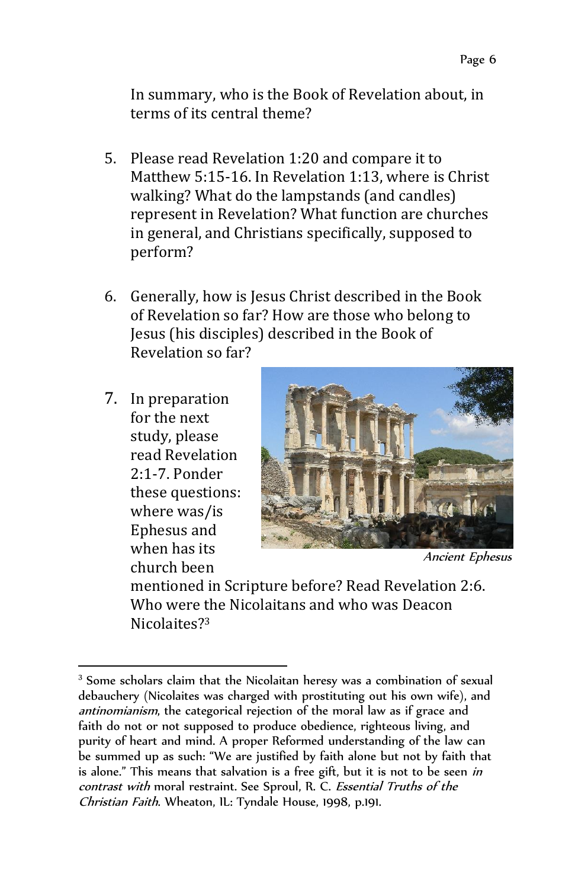In summary, who is the Book of Revelation about, in terms of its central theme?

5. Please read Revelation 1:20 and compare it to Matthew 5:15-16. In Revelation 1:13, where is Christ walking? What do the lampstands (and candles) represent in Revelation? What function are churches in general, and Christians specifically, supposed to perform?

6. Generally, how is Jesus Christ described in the Book of Revelation so far? How are those who belong to Jesus (his disciples) described in the Book of Revelation so far?

7. In preparation for the next study, please read Revelation 2:1-7. Ponder these questions: where was/is Ephesus and when has its church been mentioned in Scripture before? Read Revelation 2:6. Who were the Nicolaitans and who was Deacon Nicolaites?[3]

*Ancient Ephesus*

---

[3] Some scholars claim that the Nicolaitan heresy was a combination of sexual debauchery (Nicolaites was charged with prostituting out his own wife), and *antinomianism*, the categorical rejection of the moral law as if grace and faith do not or not supposed to produce obedience, righteous living, and purity of heart and mind. A proper Reformed understanding of the law can be summed up as such: "We are justified by faith alone but not by faith that is alone." This means that salvation is a free gift, but it is not to be seen *in contrast with* moral restraint. See Sproul, R. C. *Essential Truths of the Christian Faith*. Wheaton, IL: Tyndale House, 1998, p.191.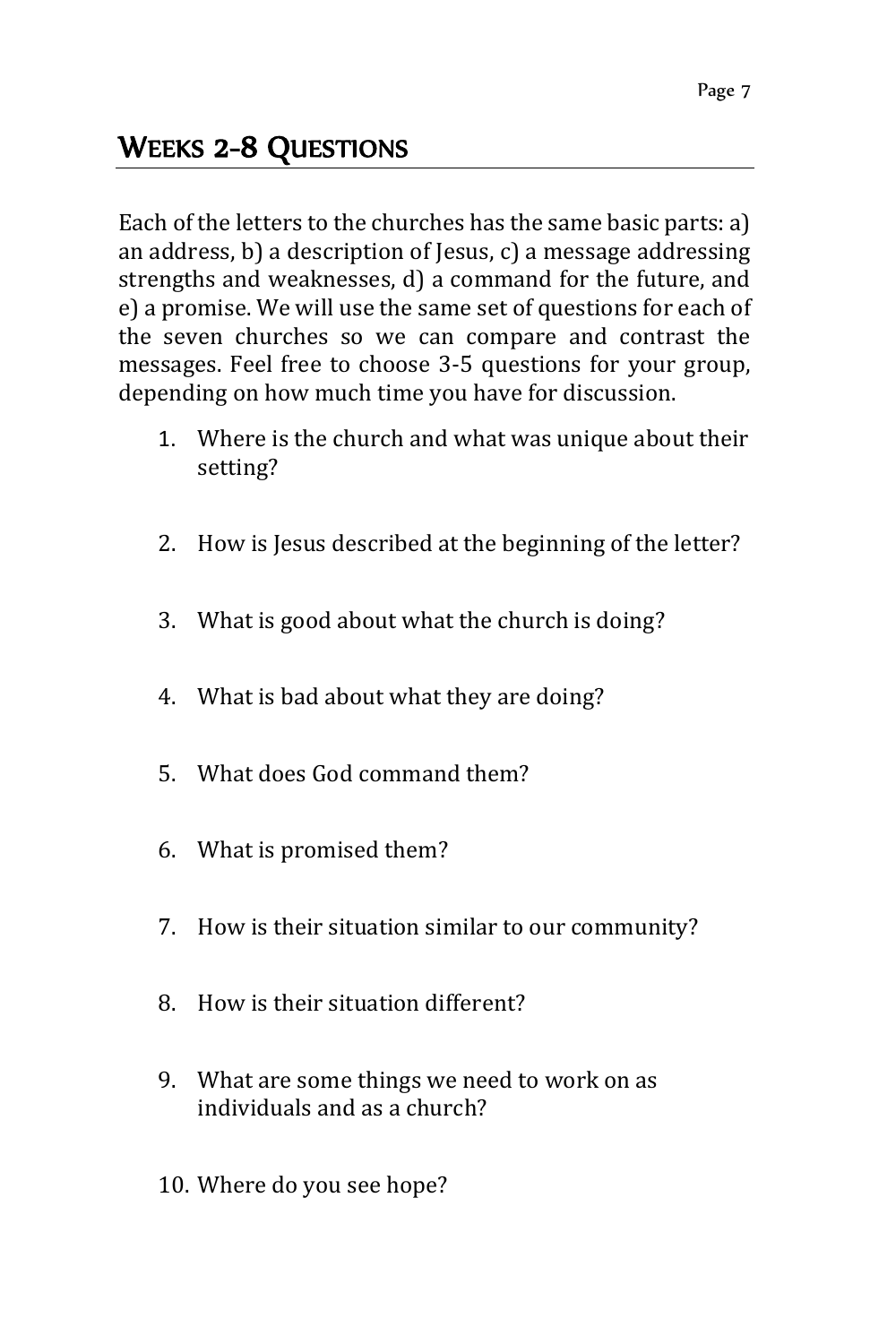## Weeks 2-8 Questions

Each of the letters to the churches has the same basic parts: a) an address, b) a description of Jesus, c) a message addressing strengths and weaknesses, d) a command for the future, and e) a promise. We will use the same set of questions for each of the seven churches so we can compare and contrast the messages. Feel free to choose 3-5 questions for your group, depending on how much time you have for discussion.

1. Where is the church and what was unique about their setting?
2. How is Jesus described at the beginning of the letter?
3. What is good about what the church is doing?
4. What is bad about what they are doing?
5. What does God command them?
6. What is promised them?
7. How is their situation similar to our community?
8. How is their situation different?
9. What are some things we need to work on as individuals and as a church?
10. Where do you see hope?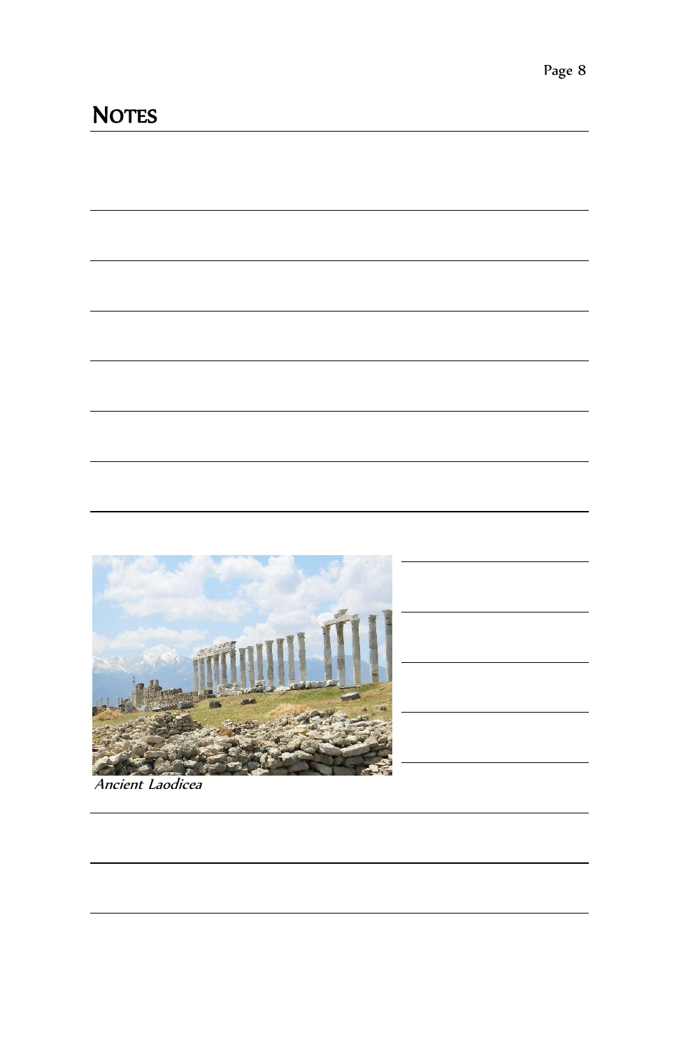# NOTES

*Ancient Laodicea*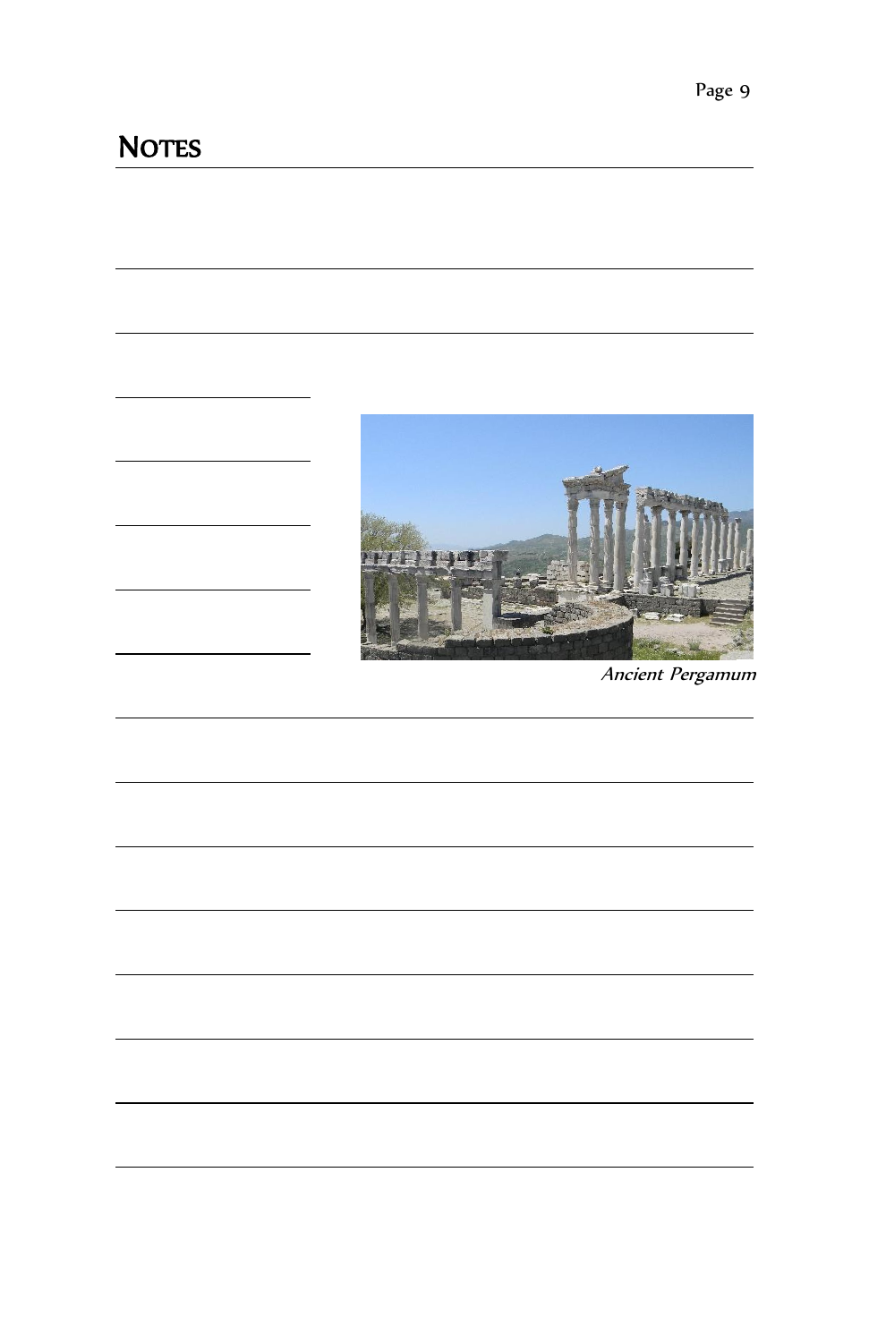## NOTES

*Ancient Pergamum*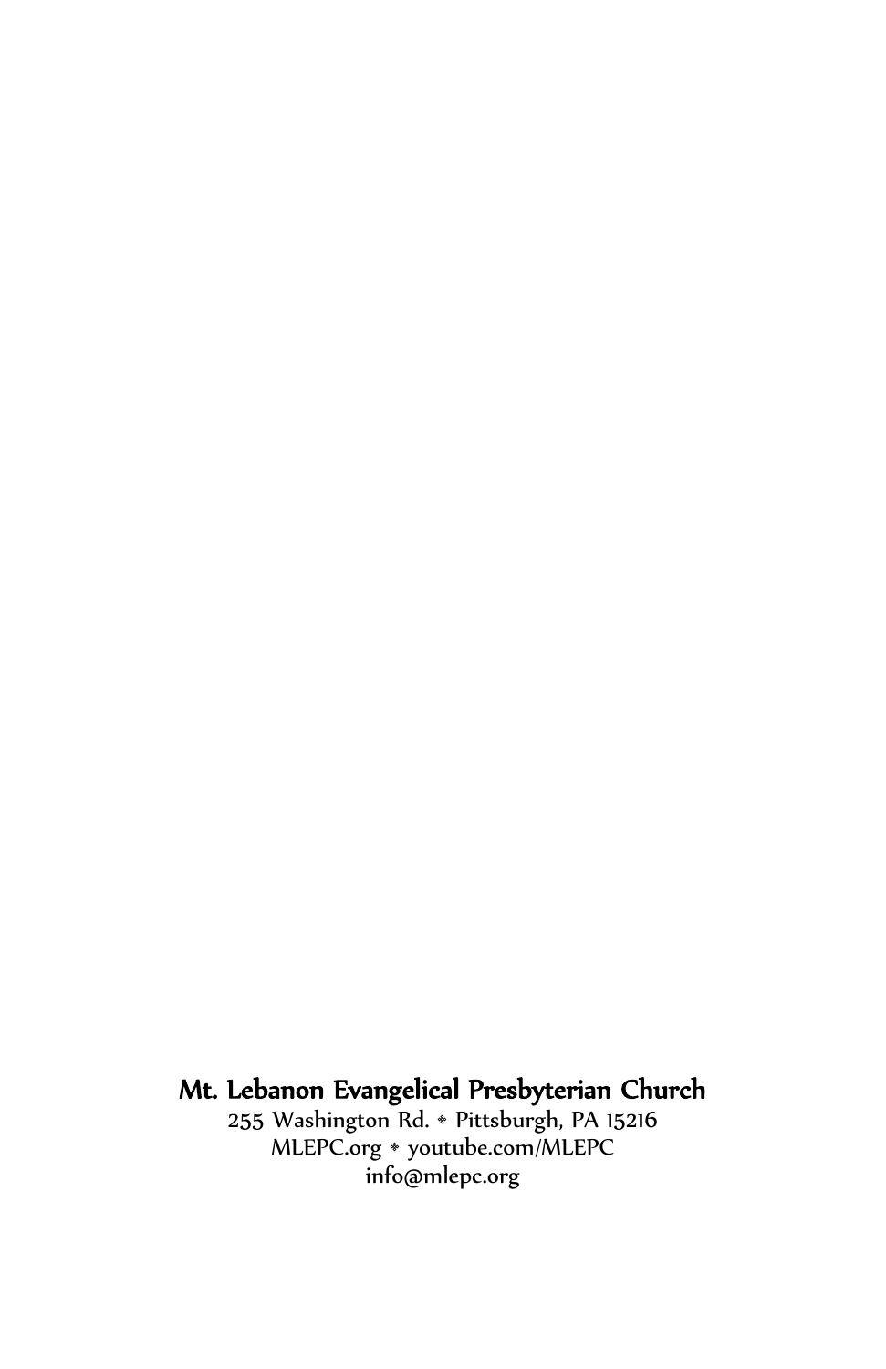**Mt. Lebanon Evangelical Presbyterian Church**

255 Washington Rd. ◆ Pittsburgh, PA 15216
MLEPC.org ◆ youtube.com/MLEPC
info@mlepc.org